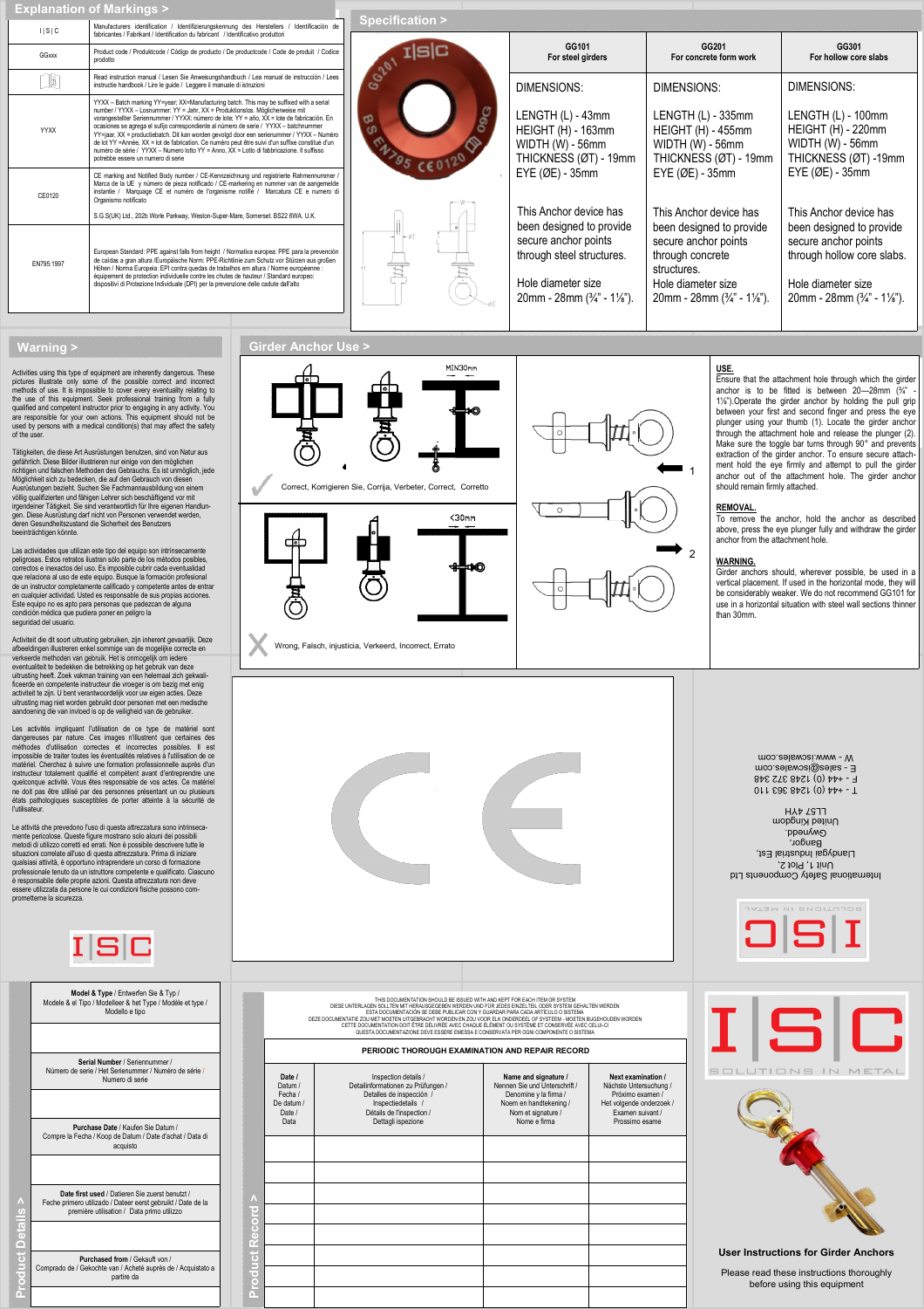## Explanation of Markings >

| | |
|---|---|
| I\|S\|C | Manufacturers identification / Identifizierungskennung des Herstellers / Identificación de fabricantes / Fabrikant / Identification du fabricant / Identificativo produttori |
| GGxxx | Product code / Produktcode / Código de producto / De productcode / Code de produit / Codice prodotto |
| | Read instruction manual / Lesen Sie Anweisungshandbuch / Lea manual de instrucción / Lees instructie handboek / Lire le guide / Leggere il manuale di istruzioni |
| YYXX | YYXX – Batch marking YY=year, XX=Manufacturing batch. This may be suffixed with a serial number / YYXX – Losnummer: YY = Jahr, XX = Produktionslos. Möglicherweise mit vorangestellter Seriennummer / YYXX: número de lote: YY = año, XX = lote de fabricación. En ocasiones se agrega el sufijo correspondiente al número de serie / YYXX – batchnummer YY=jaar, XX = productiebatch. Dit kan worden gevolgd door een serienummer / YYXX – Numéro de lot YY =Année, XX = lot de fabrication. Ce numéro peut être suivi d'un suffixe constitué d'un numéro de série / YYXX – Numero lotto YY = Anno, XX = Lotto di fabbricazione. Il suffisso potrebbe essere un numero di serie |
| CE0120 | CE marking and Notified Body number / CE-Kennzeichnung und registrierte Rahmennummer / Marca de la UE y número de pieza notificada / CE-markering en nummer van de aangemelde instantie / Marquage CE et numéro de l'organisme notifié / Marcatura CE e numero di Organismo notificato<br><br>S.G.S(UK) Ltd., 202b Worle Parkway, Weston-Super-Mare, Somersel. BS22 6WA. U.K. |
| EN795:1997 | European Standard: PPE against falls from height / Normativa europea: PPE para la prevención de caídas a gran altura /Europäische Norm: PPE-Richtlinie zum Schutz vor Stürzen aus großen Höhen / Norma Europeia: EPI contra quedas de trabalhos em altura / Norme européenne : équipement de protection individuelle contre les chutes de hauteur / Standard europeo: dispositivi di Protezione Individuale (DPI) per la prevenzione delle cadute dall'alto |

## Specification >

| GG101 For steel girders | GG201 For concrete form work | GG301 For hollow core slabs |
|---|---|---|
| DIMENSIONS:<br><br>LENGTH (L) - 43mm<br>HEIGHT (H) - 163mm<br>WIDTH (W) - 56mm<br>THICKNESS (ØT) - 19mm<br>EYE (ØE) - 35mm | DIMENSIONS:<br><br>LENGTH (L) - 335mm<br>HEIGHT (H) - 455mm<br>WIDTH (W) - 56mm<br>THICKNESS (ØT) - 19mm<br>EYE (ØE) - 35mm | DIMENSIONS:<br><br>LENGTH (L) - 100mm<br>HEIGHT (H) - 220mm<br>WIDTH (W) - 56mm<br>THICKNESS (ØT) -19mm<br>EYE (ØE) - 35mm |
| This Anchor device has been designed to provide secure anchor points through steel structures.<br><br>Hole diameter size 20mm - 28mm (¾" - 1⅛"). | This Anchor device has been designed to provide secure anchor points through concrete structures.<br>Hole diameter size 20mm - 28mm (¾" - 1⅛"). | This Anchor device has been designed to provide secure anchor points through hollow core slabs.<br><br>Hole diameter size 20mm - 28mm (¾" - 1⅛"). |

## Warning >

Activities using this type of equipment are inherently dangerous. These pictures illustrate only some of the possible correct and incorrect methods of use. It is impossible to cover every eventuality relating to the use of this equipment. Seek professional training from a fully qualified and competent instructor prior to engaging in any activity. You are responsible for your own actions. This equipment should not be used by persons with a medical condition(s) that may affect the safety of the user.

Tätigkeiten, die diese Art Ausrüstungen benutzen, sind von Natur aus gefährlich. Diese Bilder illustrieren nur einige von den möglichen richtigen und falschen Methoden des Gebrauchs. Es ist unmöglich, jede Möglichkeit sich zu bedecken, die auf den Gebrauch von diesen Ausrüstungen bezieht. Suchen Sie Fachmannausbildung von einem völlig qualifizierten und fähigen Lehrer sich beschäftigend vor mit irgendeiner Tätigkeit. Sie sind verantwortlich für Ihre eigenen Handlungen. Diese Ausrüstung darf nicht von Personen verwendet werden, deren Gesundheitszustand die Sicherheit des Benutzers beeinträchtigen könnte.

Las actividades que utilizan este tipo del equipo son intrínsecamente peligrosas. Estos retratos ilustran sólo parte de los métodos posibles, correctos e inexactos del uso. Es imposible cubrir cada eventualidad que relaciona al uso de este equipo. Busque la formación profesional de un instructor completamente calificado y competente antes de entrar en cualquier actividad. Usted es responsable de sus propias acciones. Este equipo no es apto para personas que padezcan de alguna condición médica que pudiera poner en peligro la seguridad del usuario.

Activiteit die dit soort uitrusting gebruiken, zijn inherent gevaarlijk. Deze afbeeldingen illustreren enkel sommige van de mogelijke correcte en verkeerde methoden van gebruik. Het is onmogelijk om iedere eventualiteit te bedekken die relateerd op het gebruik van deze uitrusting heeft. Zoek vakman training van een helemaal zich gekwalificeerde en competente instructeur die vroeger is om bezig met enig activiteit te zijn. U bent verantwoordelijk voor uw eigen acties. Deze uitrusting mag niet worden gebruikt door personen met een medische aandoening die van invloed is op de veiligheid van de gebruiker.

Les activités impliquant l'utilisation de ce type de matériel sont dangereuses par nature. Ces images n'illustrent que certaines des méthodes d'utilisation correctes et incorrectes possibles. Il est impossible de traiter toutes les éventualités relatives à l'utilisation de ce matériel. Cherchez à suivre une formation professionnelle auprès d'un instructeur totalement qualifié et compétent avant d'entreprendre une quelconque activité. Vous êtes responsable de vos actes. Ce matériel ne doit pas être utilisé par des personnes présentant un ou plusieurs états pathologiques susceptibles de porter atteinte à la sécurité de l'utilisateur.

La attività che prevedono l'uso di questa attrezzatura sono intrinsecamente pericolose. Queste figure mostrano solo alcuni dei possibili metodi di utilizzo corretti ed errati. Non è possibile descrivere tutte le situazioni correlate all'uso di questa attrezzatura. Prima di iniziare qualsiasi attività, è opportuno intraprendere un corso di formazione professionale tenuto da un istruttore competente e qualificato. Ciascuno è responsabile delle proprie azioni. Questa attrezzatura non deve essere utilizzata da persone le cui condizioni fisiche possono compromettere la sicurezza.

## Girder Anchor Use >

MIN30mm

Correct, Korrigieren Sie, Corrija, Verbeter, Correct, Corretto

<30mm

Wrong, Falsch, injusticia, Verkeerd, Incorrect, Errato

**USE.**
Ensure that the attachment hole through which the girder anchor is to be fitted is between 20—28mm (¾" - 1⅛").Operate the girder anchor by holding the pull grip between your first and second finger and press the eye plunger using your thumb (1). Locate the girder anchor through the attachment hole and release the plunger (2). Make sure the toggle bar turns through 90° and prevents extraction of the girder anchor. To ensure secure attachment hold the eye firmly and attempt to pull the girder anchor out of the attachment hole. The girder anchor should remain firmly attached.

**REMOVAL.**
To remove the anchor, hold the anchor as described above, press the eye plunger fully and withdraw the girder anchor from the attachment hole.

**WARNING.**
Girder anchors should, wherever possible, be used in a vertical placement. If used in the horizontal mode, they will be considerably weaker. We do not recommend GG101 for use in a horizontal situation with steel wall sections thinner than 30mm.

International Safety Components Ltd
Unit 1, Plot 2,
Llandygai Industrial Est,
Bangor,
Gwynedd,
United Kingdom
LL57 4YH

T - +44 (0) 1248 363 110
F - +44 (0) 1248 372 348
E - sales@iscwales.com
W - www.iscwales.com

I|S|C SOLUTIONS IN METAL

## Product Details >

| |
|---|
| **Model & Type** / Entwerfen Sie & Typ / Modelle & el Tipo / Modelleer & het Type / Modèle et type / Modello e tipo |
| |
| **Serial Number** / Seriennummer / Número de serie / Het Serienummer / Numéro de série / Numero di serie |
| |
| **Purchase Date** / Kaufen Sie Datum / Compre la Fecha / Koop de Datum / Date d'achat / Data di acquisto |
| |
| **Date first used** / Datieren Sie zuerst benutzt / Fecha primero utilizado / Dateer eerst gebruikt / Date de la première utilisation / Data primo utilizzo |
| |
| **Purchased from** / Gekauft von / Comprado de / Gekochte van / Acheté auprès de / Acquistato a partire da |
| |

## Product Record >

THIS DOCUMENTATION SHOULD BE ISSUED WITH AND KEPT FOR EACH ITEM OR SYSTEM
DIESE UNTERLAGEN SOLLTEN MIT HERAUSGEGEBEN WERDEN UND FÜR JEDES EINZELTEIL ODER SYSTEM GEHALTEN WERDEN
ESTA DOCUMENTACIÓN SE DEBE PUBLICAR CON Y GUARDAR PARA CADA ARTÍCULO O SISTEMA
DEZE DOCUMENTATIE ZOU MET MOETEN UITGEBRACHT WORDEN EN ZOU VOOR ELK ONDERDEEL OF SYSTEEM - MOETEN BUGEHOUDEN WORDEN
CETTE DOCUMENTATION DOIT ÊTRE DÉLIVRÉE AVEC CHAQUE ÉLÉMENT OU SYSTÈME ET CONSERVÉE AVEC CELUI-CI
QUESTA DOCUMENTAZIONE DEVE ESSERE EMESSA E CONSERVATA PER OGNI COMPONENTE O SISTEMA

**PERIODIC THOROUGH EXAMINATION AND REPAIR RECORD**

| Date / Datum / Fecha / De datum / Date / Data | Inspection details / Detailinformationen zu Prüfungen / Detalles de inspección / Inspectiedetails / Détails de l'inspection / Dettagli ispezione | Name and signature / Nennen Sie und Unterschrift / Denomine y la firma / Noem en handtekening / Nom et signature / Nome e firma | Next examination / Nächste Untersuchung / Próximo examen / Het volgende onderzoek / Examen suivant / Prossimo esame |
|---|---|---|---|
| | | | |
| | | | |
| | | | |
| | | | |
| | | | |
| | | | |
| | | | |

I|S|C SOLUTIONS IN METAL

**User Instructions for Girder Anchors**

Please read these instructions thoroughly before using this equipment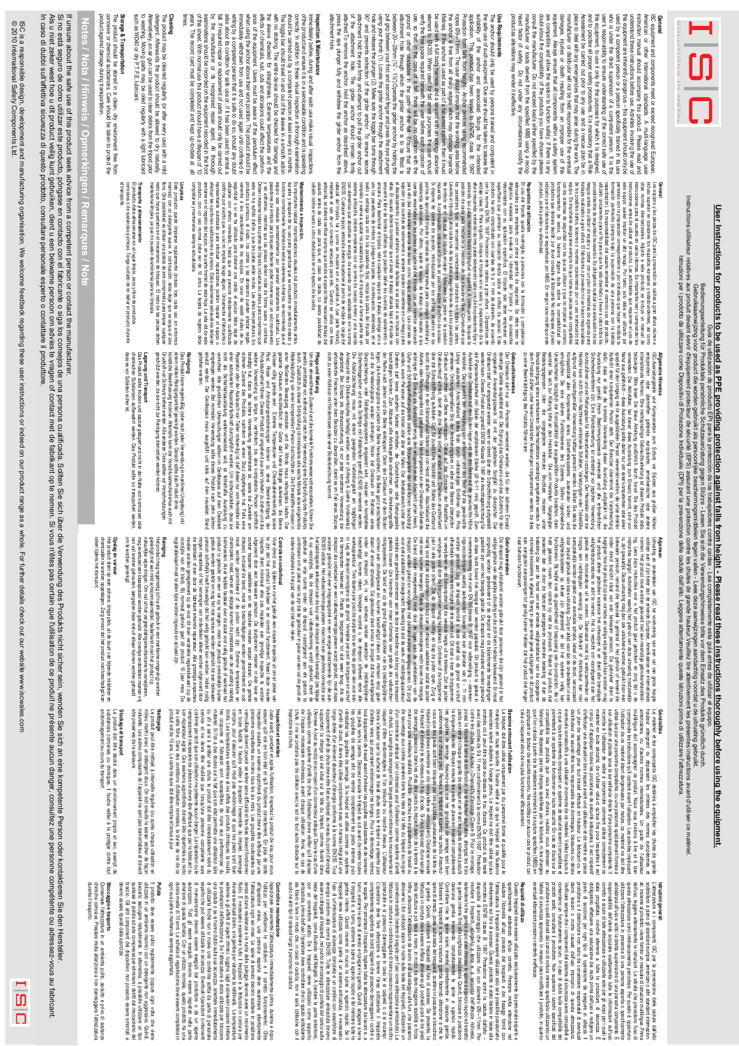# ISC

SOLUTIONS IN METAL

# User Instructions for products to be used as PPE providing protection against falls from height - Please read these instructions thoroughly before using the equipment.

Guía de utilización de productos EPI para la protección de las caídas de altura - Lea completamente esta guía antes de utilizar el equipo.

Bedienungsanleitung für Produkte, die als PSA zum Absturzschutz benutzt werden. Bitte lesen Sie die Anleitung vor Benutzung gründlich durch.

Gebruiksaanwijzing voor producten die worden gebruikt als persoonlijke beschermingsmiddelen tegen vallen - Lees deze aanwijzingen zorgvuldig voordat u de uitrusting gebruikt.

Instructions utilisateur relatives aux produit devant servir d'équipement protecteur de sécurité (EPS) assurant une protection contre les chutes de grande hauteur. Veuillez lire attentivement les présentes instructions avant d'utiliser ce matériel.

Istruzioni per il prodotto da utilizzare come Dispositivi di Protezione Individuale (DPI) per la prevenzione delle cadute dall'alto. Leggere attentamente queste istruzioni prima di utilizzare l'attrezzatura.

## General

ISC equipment and components meet or exceed recognised European, American and other international standards. A multi-language user instruction manual should accompany this product. Please read and understand these instructions before use.

## Use Requirements

The anchor should only be used by persons trained and competent in its safe use.

## Inspection & Maintenance

## Cleaning

The product may be cleaned regularly with a neutral detergent. Afterwards the product should be allowed to dry naturally. Alternatively an air gun can be used to clean debris from the tripod prior to washing. Moving parts may be oiled regularly with a light lubricant such as WD40 or PTFE lubricant.

## Storage & Transportation

The product should be stored in a clean, dry environment free from corrosive or chemical substances. Care should be taken to protect the product against damage during transportation.

## Notes / Nota / Hinweis / Opmerkingen / Remarques / Note

If unsure about the safe use of this product seek advice from a competent person or contact the manufacturer.
Si no está seguro de cómo utilizar este producto, póngase en contacto con el fabricante o siga los consejos de una persona cualificada. Sollten Sie sich über die Verwendung des Produkts nicht sicher sein, wenden Sie sich an eine kompetente Person oder kontaktieren Sie den Hersteller.
Als u niet zeker weet hoe u dit product veilig kunt gebruiken, dient u een bekwame persoon om advies te vragen of contact met de fabrikant op te nemen. Si vous n'êtes pas certain que l'utilisation de ce produit ne présente aucun danger, consultez une personne compétente ou adressez-vous au fabricant.
In caso di dubbi sull'efficacia e sicurezza di questo prodotto, consultare personale esperto o contattare il produttore.

ISC is a responsible design, development and manufacturing organisation. We welcome feedback regarding these user instructions or indeed on our product range as a whole. For further details check out our website www.iscwales.com

© 2010 International Safety Components Ltd.